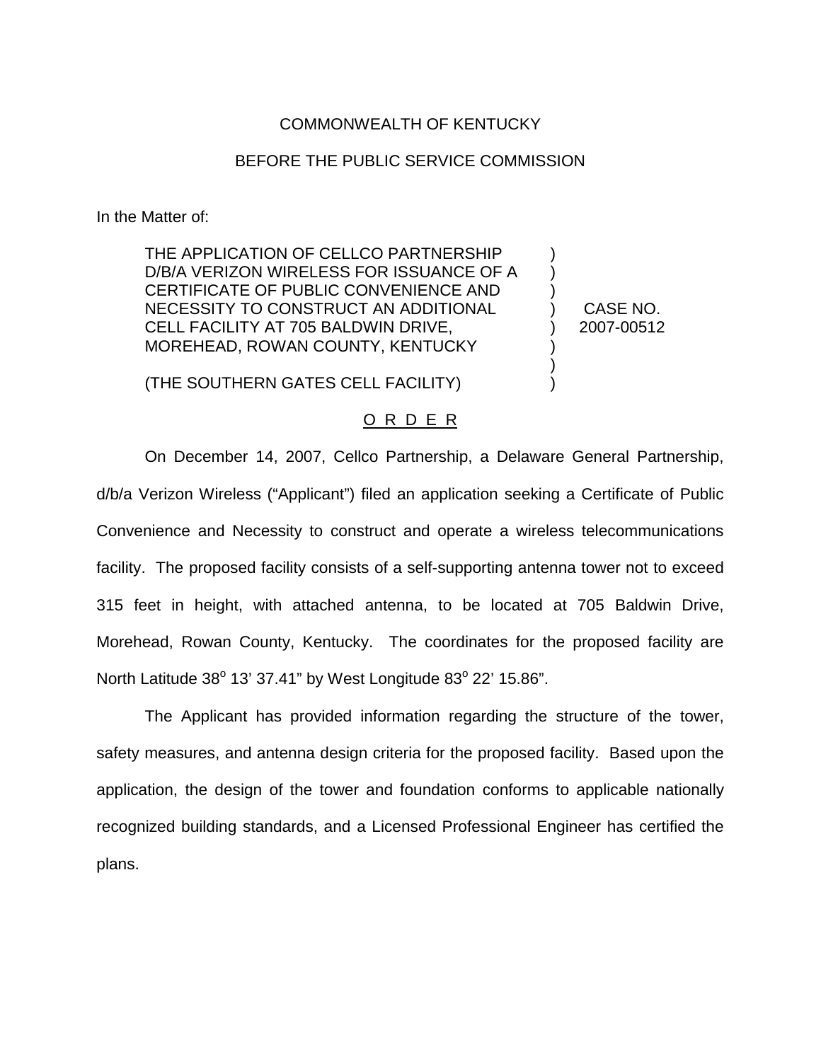COMMONWEALTH OF KENTUCKY

BEFORE THE PUBLIC SERVICE COMMISSION

In the Matter of:

THE APPLICATION OF CELLCO PARTNERSHIP D/B/A VERIZON WIRELESS FOR ISSUANCE OF A CERTIFICATE OF PUBLIC CONVENIENCE AND NECESSITY TO CONSTRUCT AN ADDITIONAL CELL FACILITY AT 705 BALDWIN DRIVE, MOREHEAD, ROWAN COUNTY, KENTUCKY

(THE SOUTHERN GATES CELL FACILITY)

CASE NO. 2007-00512

## O R D E R

On December 14, 2007, Cellco Partnership, a Delaware General Partnership, d/b/a Verizon Wireless ("Applicant") filed an application seeking a Certificate of Public Convenience and Necessity to construct and operate a wireless telecommunications facility. The proposed facility consists of a self-supporting antenna tower not to exceed 315 feet in height, with attached antenna, to be located at 705 Baldwin Drive, Morehead, Rowan County, Kentucky. The coordinates for the proposed facility are North Latitude 38° 13' 37.41" by West Longitude 83° 22' 15.86".

The Applicant has provided information regarding the structure of the tower, safety measures, and antenna design criteria for the proposed facility. Based upon the application, the design of the tower and foundation conforms to applicable nationally recognized building standards, and a Licensed Professional Engineer has certified the plans.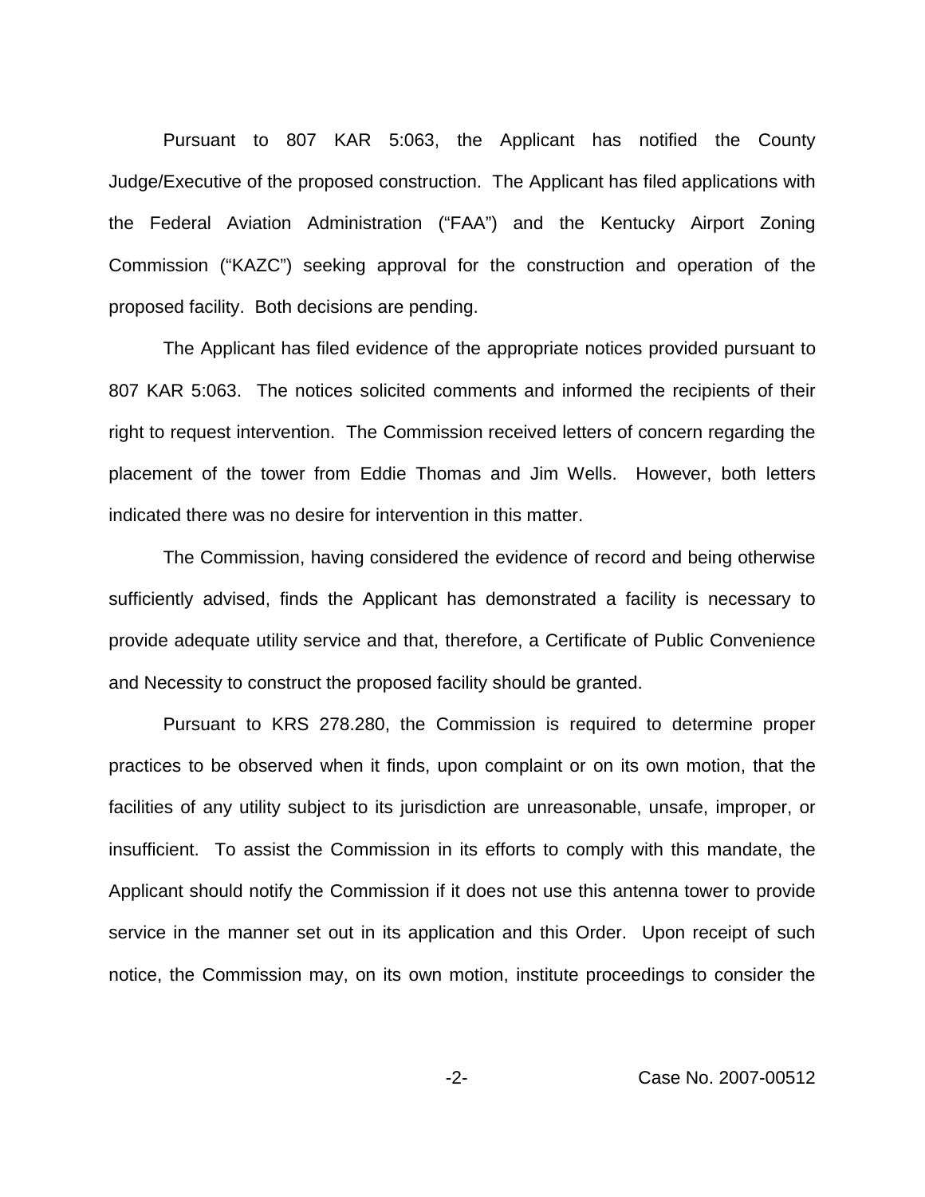Pursuant to 807 KAR 5:063, the Applicant has notified the County Judge/Executive of the proposed construction. The Applicant has filed applications with the Federal Aviation Administration ("FAA") and the Kentucky Airport Zoning Commission ("KAZC") seeking approval for the construction and operation of the proposed facility. Both decisions are pending.

The Applicant has filed evidence of the appropriate notices provided pursuant to 807 KAR 5:063. The notices solicited comments and informed the recipients of their right to request intervention. The Commission received letters of concern regarding the placement of the tower from Eddie Thomas and Jim Wells. However, both letters indicated there was no desire for intervention in this matter.

The Commission, having considered the evidence of record and being otherwise sufficiently advised, finds the Applicant has demonstrated a facility is necessary to provide adequate utility service and that, therefore, a Certificate of Public Convenience and Necessity to construct the proposed facility should be granted.

Pursuant to KRS 278.280, the Commission is required to determine proper practices to be observed when it finds, upon complaint or on its own motion, that the facilities of any utility subject to its jurisdiction are unreasonable, unsafe, improper, or insufficient. To assist the Commission in its efforts to comply with this mandate, the Applicant should notify the Commission if it does not use this antenna tower to provide service in the manner set out in its application and this Order. Upon receipt of such notice, the Commission may, on its own motion, institute proceedings to consider the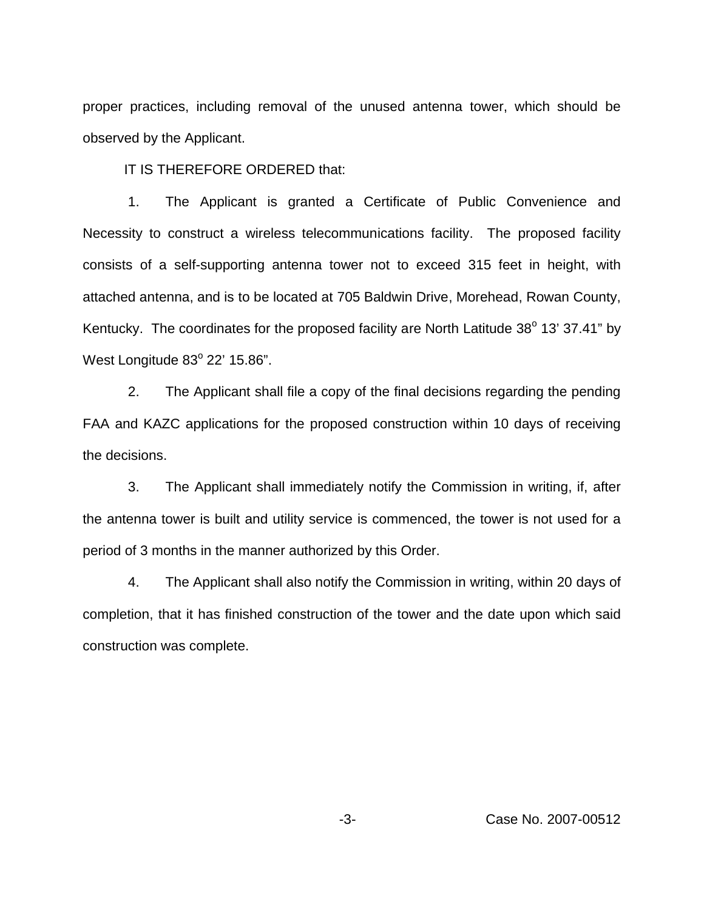proper practices, including removal of the unused antenna tower, which should be observed by the Applicant.

IT IS THEREFORE ORDERED that:

1. The Applicant is granted a Certificate of Public Convenience and Necessity to construct a wireless telecommunications facility. The proposed facility consists of a self-supporting antenna tower not to exceed 315 feet in height, with attached antenna, and is to be located at 705 Baldwin Drive, Morehead, Rowan County, Kentucky. The coordinates for the proposed facility are North Latitude 38° 13' 37.41" by West Longitude 83° 22' 15.86".

2. The Applicant shall file a copy of the final decisions regarding the pending FAA and KAZC applications for the proposed construction within 10 days of receiving the decisions.

3. The Applicant shall immediately notify the Commission in writing, if, after the antenna tower is built and utility service is commenced, the tower is not used for a period of 3 months in the manner authorized by this Order.

4. The Applicant shall also notify the Commission in writing, within 20 days of completion, that it has finished construction of the tower and the date upon which said construction was complete.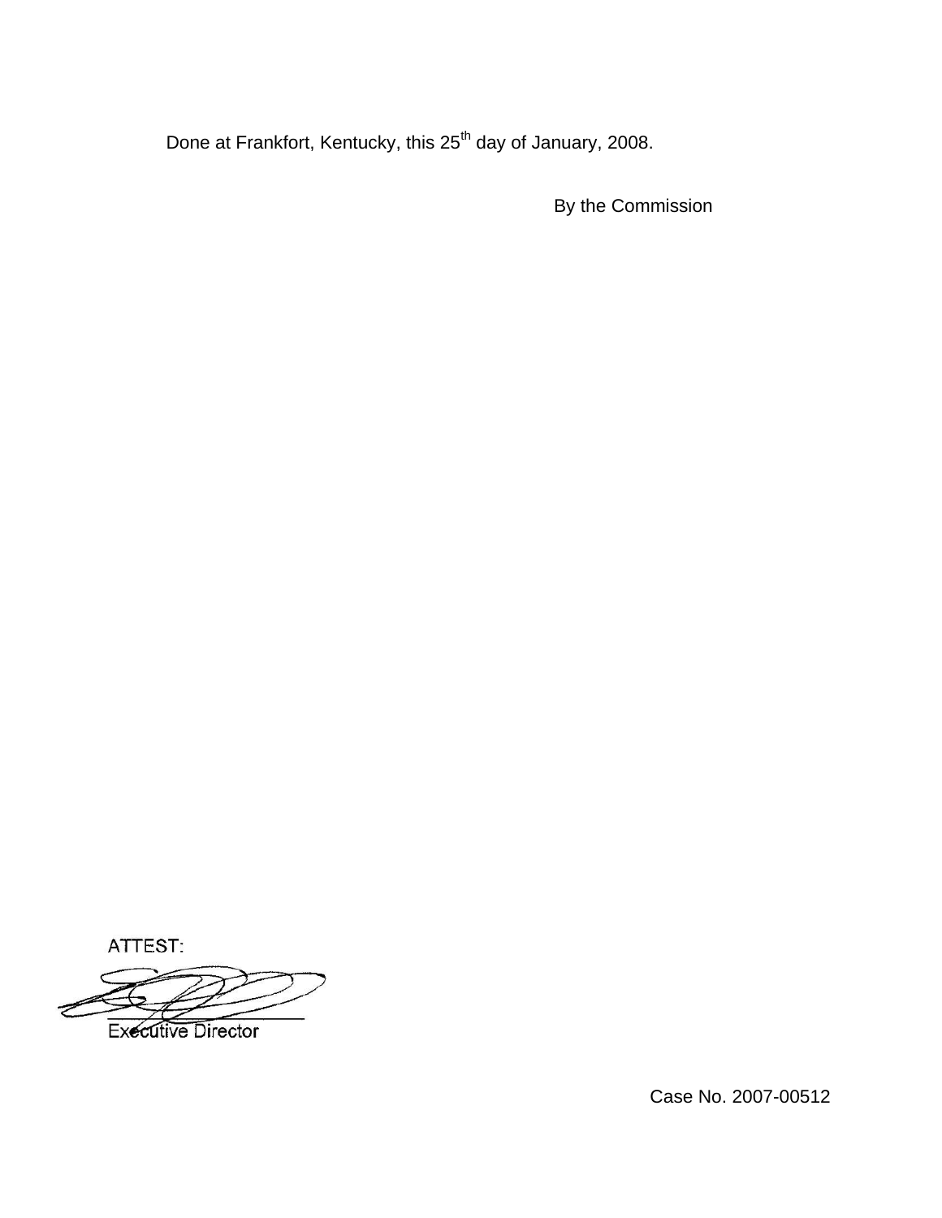Done at Frankfort, Kentucky, this 25th day of January, 2008.

By the Commission

ATTEST:

Executive Director

Case No. 2007-00512